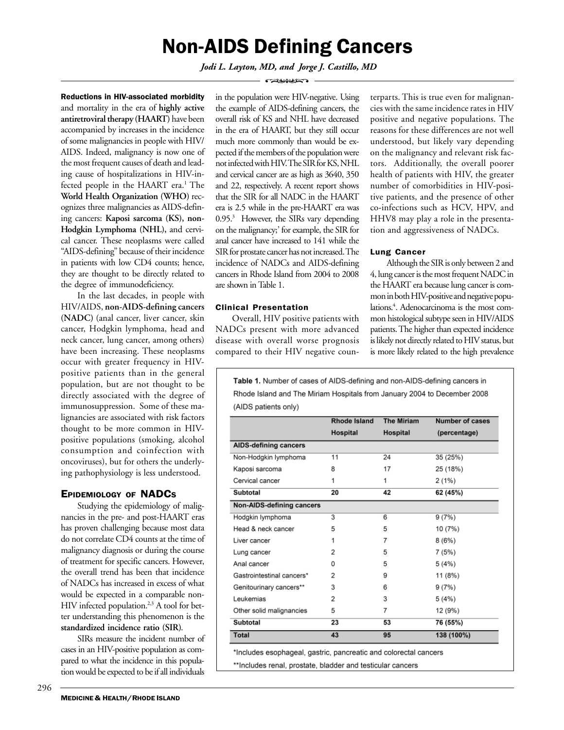# Non-AIDS Defining Cancers

*Jodi L. Layton, MD, and Jorge J. Castillo, MD*

**Reductions in HIV-associated morbidity** and mortality in the era of **highly active antiretroviral therapy (HAART)** have been accompanied by increases in the incidence of some malignancies in people with HIV/AIDS. Indeed, malignancy is now one of the most frequent causes of death and leading cause of hospitalizations in HIV-infected people in the HAART era.[1] The **World Health Organization (WHO)** recognizes three malignancies as AIDS-defining cancers: **Kaposi sarcoma (KS), non-Hodgkin Lymphoma (NHL),** and cervical cancer. These neoplasms were called "AIDS-defining" because of their incidence in patients with low CD4 counts; hence, they are thought to be directly related to the degree of immunodeficiency.

In the last decades, in people with HIV/AIDS, **non-AIDS-defining cancers (NADC)** (anal cancer, liver cancer, skin cancer, Hodgkin lymphoma, head and neck cancer, lung cancer, among others) have been increasing. These neoplasms occur with greater frequency in HIV-positive patients than in the general population, but are not thought to be directly associated with the degree of immunosuppression. Some of these malignancies are associated with risk factors thought to be more common in HIV-positive populations (smoking, alcohol consumption and coinfection with oncoviruses), but for others the underlying pathophysiology is less understood.

## Epidemiology of NADCs

Studying the epidemiology of malignancies in the pre- and post-HAART eras has proven challenging because most data do not correlate CD4 counts at the time of malignancy diagnosis or during the course of treatment for specific cancers. However, the overall trend has been that incidence of NADCs has increased in excess of what would be expected in a comparable non-HIV infected population.[2,3] A tool for better understanding this phenomenon is the **standardized incidence ratio (SIR)**.

SIRs measure the incident number of cases in an HIV-positive population as compared to what the incidence in this population would be expected to be if all individuals in the population were HIV-negative. Using the example of AIDS-defining cancers, the overall risk of KS and NHL have decreased in the era of HAART, but they still occur much more commonly than would be expected if the members of the population were not infected with HIV. The SIR for KS, NHL and cervical cancer are as high as 3640, 350 and 22, respectively. A recent report shows that the SIR for all NADC in the HAART era is 2.5 while in the pre-HAART era was 0.95.[3] However, the SIRs vary depending on the malignancy;' for example, the SIR for anal cancer have increased to 141 while the SIR for prostate cancer has not increased. The incidence of NADCs and AIDS-defining cancers in Rhode Island from 2004 to 2008 are shown in Table 1.

## Clinical Presentation

Overall, HIV positive patients with NADCs present with more advanced disease with overall worse prognosis compared to their HIV negative counterparts. This is true even for malignancies with the same incidence rates in HIV positive and negative populations. The reasons for these differences are not well understood, but likely vary depending on the malignancy and relevant risk factors. Additionally, the overall poorer health of patients with HIV, the greater number of comorbidities in HIV-positive patients, and the presence of other co-infections such as HCV, HPV, and HHV8 may play a role in the presentation and aggressiveness of NADCs.

### Lung Cancer

Although the SIR is only between 2 and 4, lung cancer is the most frequent NADC in the HAART era because lung cancer is common in both HIV-positive and negative populations.[4]. Adenocarcinoma is the most common histological subtype seen in HIV/AIDS patients. The higher than expected incidence is likely not directly related to HIV status, but is more likely related to the high prevalence

**Table 1.** Number of cases of AIDS-defining and non-AIDS-defining cancers in Rhode Island and The Miriam Hospitals from January 2004 to December 2008 (AIDS patients only)

| | Rhode Island Hospital | The Miriam Hospital | Number of cases (percentage) |
|---|---|---|---|
| **AIDS-defining cancers** | | | |
| Non-Hodgkin lymphoma | 11 | 24 | 35 (25%) |
| Kaposi sarcoma | 8 | 17 | 25 (18%) |
| Cervical cancer | 1 | 1 | 2 (1%) |
| **Subtotal** | **20** | **42** | **62 (45%)** |
| **Non-AIDS-defining cancers** | | | |
| Hodgkin lymphoma | 3 | 6 | 9 (7%) |
| Head & neck cancer | 5 | 5 | 10 (7%) |
| Liver cancer | 1 | 7 | 8 (6%) |
| Lung cancer | 2 | 5 | 7 (5%) |
| Anal cancer | 0 | 5 | 5 (4%) |
| Gastrointestinal cancers* | 2 | 9 | 11 (8%) |
| Genitourinary cancers** | 3 | 6 | 9 (7%) |
| Leukemias | 2 | 3 | 5 (4%) |
| Other solid malignancies | 5 | 7 | 12 (9%) |
| **Subtotal** | **23** | **53** | **76 (55%)** |
| **Total** | **43** | **95** | **138 (100%)** |

*Includes esophageal, gastric, pancreatic and colorectal cancers

**Includes renal, prostate, bladder and testicular cancers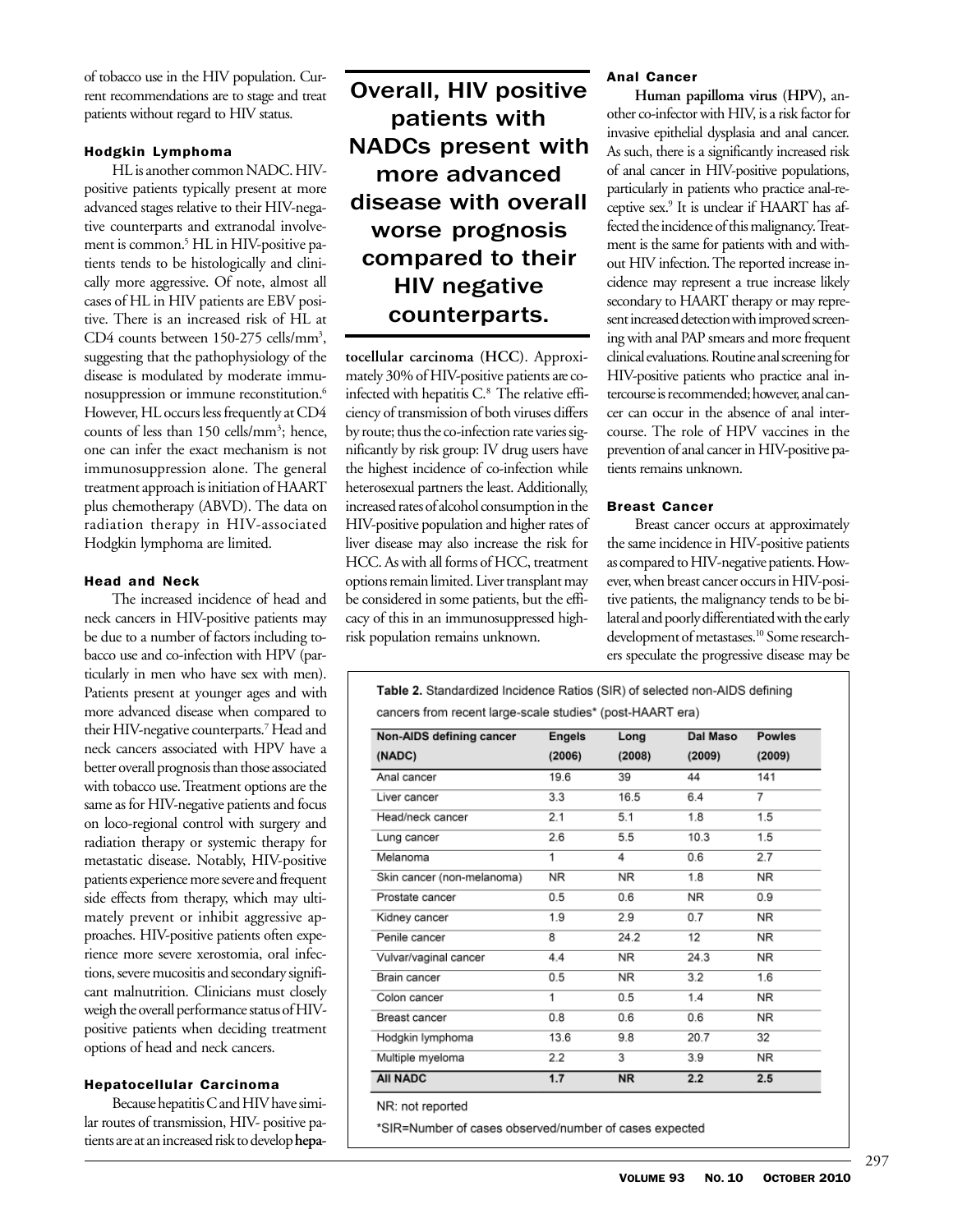of tobacco use in the HIV population. Current recommendations are to stage and treat patients without regard to HIV status.

### Hodgkin Lymphoma

HL is another common NADC. HIV-positive patients typically present at more advanced stages relative to their HIV-negative counterparts and extranodal involvement is common.[5] HL in HIV-positive patients tends to be histologically and clinically more aggressive. Of note, almost all cases of HL in HIV patients are EBV positive. There is an increased risk of HL at CD4 counts between 150-275 cells/mm$^3$, suggesting that the pathophysiology of the disease is modulated by moderate immunosuppression or immune reconstitution.[6] However, HL occurs less frequently at CD4 counts of less than 150 cells/mm$^3$; hence, one can infer the exact mechanism is not immunosuppression alone. The general treatment approach is initiation of HAART plus chemotherapy (ABVD). The data on radiation therapy in HIV-associated Hodgkin lymphoma are limited.

### Head and Neck

The increased incidence of head and neck cancers in HIV-positive patients may be due to a number of factors including tobacco use and co-infection with HPV (particularly in men who have sex with men). Patients present at younger ages and with more advanced disease when compared to their HIV-negative counterparts.[7] Head and neck cancers associated with HPV have a better overall prognosis than those associated with tobacco use. Treatment options are the same as for HIV-negative patients and focus on loco-regional control with surgery and radiation therapy or systemic therapy for metastatic disease. Notably, HIV-positive patients experience more severe and frequent side effects from therapy, which may ultimately prevent or inhibit aggressive approaches. HIV-positive patients often experience more severe xerostomia, oral infections, severe mucositis and secondary significant malnutrition. Clinicians must closely weigh the overall performance status of HIV-positive patients when deciding treatment options of head and neck cancers.

### Hepatocellular Carcinoma

Because hepatitis C and HIV have similar routes of transmission, HIV- positive patients are at an increased risk to develop **hepatocellular carcinoma (HCC)**. Approximately 30% of HIV-positive patients are co-infected with hepatitis C.[8] The relative efficiency of transmission of both viruses differs by route; thus the co-infection rate varies significantly by risk group: IV drug users have the highest incidence of co-infection while heterosexual partners the least. Additionally, increased rates of alcohol consumption in the HIV-positive population and higher rates of liver disease may also increase the risk for HCC. As with all forms of HCC, treatment options remain limited. Liver transplant may be considered in some patients, but the efficacy of this in an immunosuppressed high-risk population remains unknown.

**Overall, HIV positive patients with NADCs present with more advanced disease with overall worse prognosis compared to their HIV negative counterparts.**

### Anal Cancer

**Human papilloma virus (HPV)**, another co-infector with HIV, is a risk factor for invasive epithelial dysplasia and anal cancer. As such, there is a significantly increased risk of anal cancer in HIV-positive populations, particularly in patients who practice anal-receptive sex.[9] It is unclear if HAART has affected the incidence of this malignancy. Treatment is the same for patients with and without HIV infection. The reported increase incidence may represent a true increase likely secondary to HAART therapy or may represent increased detection with improved screening with anal PAP smears and more frequent clinical evaluations. Routine anal screening for HIV-positive patients who practice anal intercourse is recommended; however, anal cancer can occur in the absence of anal intercourse. The role of HPV vaccines in the prevention of anal cancer in HIV-positive patients remains unknown.

### Breast Cancer

Breast cancer occurs at approximately the same incidence in HIV-positive patients as compared to HIV-negative patients. However, when breast cancer occurs in HIV-positive patients, the malignancy tends to be bilateral and poorly differentiated with the early development of metastases.[10] Some researchers speculate the progressive disease may be

**Table 2.** Standardized Incidence Ratios (SIR) of selected non-AIDS defining cancers from recent large-scale studies* (post-HAART era)

| Non-AIDS defining cancer (NADC) | Engels (2006) | Long (2008) | Dal Maso (2009) | Powles (2009) |
|---|---|---|---|---|
| Anal cancer | 19.6 | 39 | 44 | 141 |
| Liver cancer | 3.3 | 16.5 | 6.4 | 7 |
| Head/neck cancer | 2.1 | 5.1 | 1.8 | 1.5 |
| Lung cancer | 2.6 | 5.5 | 10.3 | 1.5 |
| Melanoma | 1 | 4 | 0.6 | 2.7 |
| Skin cancer (non-melanoma) | NR | NR | 1.8 | NR |
| Prostate cancer | 0.5 | 0.6 | NR | 0.9 |
| Kidney cancer | 1.9 | 2.9 | 0.7 | NR |
| Penile cancer | 8 | 24.2 | 12 | NR |
| Vulvar/vaginal cancer | 4.4 | NR | 24.3 | NR |
| Brain cancer | 0.5 | NR | 3.2 | 1.6 |
| Colon cancer | 1 | 0.5 | 1.4 | NR |
| Breast cancer | 0.8 | 0.6 | 0.6 | NR |
| Hodgkin lymphoma | 13.6 | 9.8 | 20.7 | 32 |
| Multiple myeloma | 2.2 | 3 | 3.9 | NR |
| **All NADC** | **1.7** | **NR** | **2.2** | **2.5** |

NR: not reported

*SIR=Number of cases observed/number of cases expected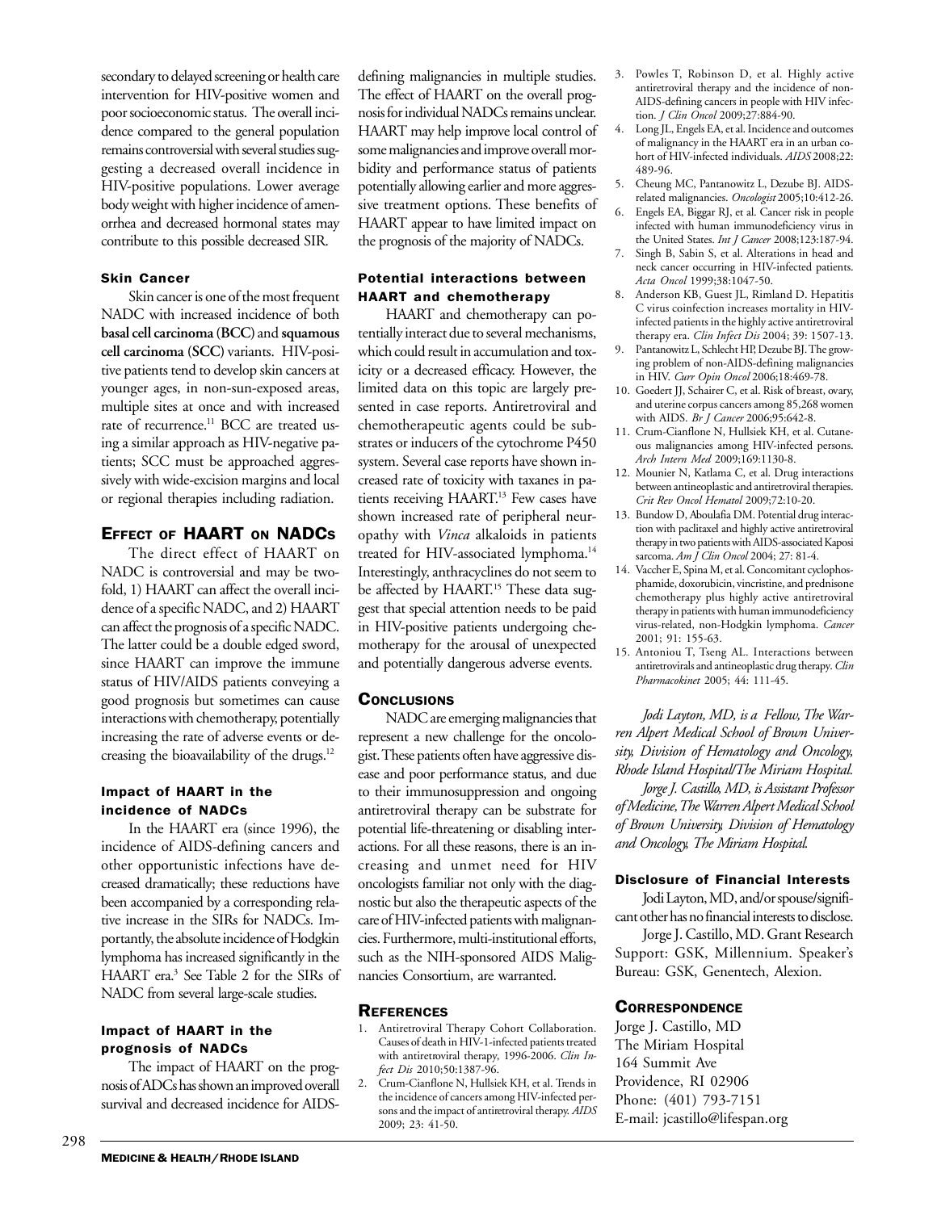secondary to delayed screening or health care intervention for HIV-positive women and poor socioeconomic status. The overall incidence compared to the general population remains controversial with several studies suggesting a decreased overall incidence in HIV-positive populations. Lower average body weight with higher incidence of amenorrhea and decreased hormonal states may contribute to this possible decreased SIR.

#### Skin Cancer

Skin cancer is one of the most frequent NADC with increased incidence of both **basal cell carcinoma (BCC)** and **squamous cell carcinoma (SCC)** variants. HIV-positive patients tend to develop skin cancers at younger ages, in non-sun-exposed areas, multiple sites at once and with increased rate of recurrence.[11] BCC are treated using a similar approach as HIV-negative patients; SCC must be approached aggressively with wide-excision margins and local or regional therapies including radiation.

## Effect of HAART on NADCs

The direct effect of HAART on NADC is controversial and may be twofold, 1) HAART can affect the overall incidence of a specific NADC, and 2) HAART can affect the prognosis of a specific NADC. The latter could be a double edged sword, since HAART can improve the immune status of HIV/AIDS patients conveying a good prognosis but sometimes can cause interactions with chemotherapy, potentially increasing the rate of adverse events or decreasing the bioavailability of the drugs.[12]

#### Impact of HAART in the incidence of NADCs

In the HAART era (since 1996), the incidence of AIDS-defining cancers and other opportunistic infections have decreased dramatically; these reductions have been accompanied by a corresponding relative increase in the SIRs for NADCs. Importantly, the absolute incidence of Hodgkin lymphoma has increased significantly in the HAART era.[3] See Table 2 for the SIRs of NADC from several large-scale studies.

#### Impact of HAART in the prognosis of NADCs

The impact of HAART on the prognosis of ADCs has shown an improved overall survival and decreased incidence for AIDS-defining malignancies in multiple studies. The effect of HAART on the overall prognosis for individual NADCs remains unclear. HAART may help improve local control of some malignancies and improve overall morbidity and performance status of patients potentially allowing earlier and more aggressive treatment options. These benefits of HAART appear to have limited impact on the prognosis of the majority of NADCs.

#### Potential interactions between HAART and chemotherapy

HAART and chemotherapy can potentially interact due to several mechanisms, which could result in accumulation and toxicity or a decreased efficacy. However, the limited data on this topic are largely presented in case reports. Antiretroviral and chemotherapeutic agents could be substrates or inducers of the cytochrome P450 system. Several case reports have shown increased rate of toxicity with taxanes in patients receiving HAART.[13] Few cases have shown increased rate of peripheral neuropathy with *Vinca* alkaloids in patients treated for HIV-associated lymphoma.[14] Interestingly, anthracyclines do not seem to be affected by HAART.[15] These data suggest that special attention needs to be paid in HIV-positive patients undergoing chemotherapy for the arousal of unexpected and potentially dangerous adverse events.

## Conclusions

NADC are emerging malignancies that represent a new challenge for the oncologist. These patients often have aggressive disease and poor performance status, and due to their immunosuppression and ongoing antiretroviral therapy can be substrate for potential life-threatening or disabling interactions. For all these reasons, there is an increasing and unmet need for HIV oncologists familiar not only with the diagnostic but also the therapeutic aspects of the care of HIV-infected patients with malignancies. Furthermore, multi-institutional efforts, such as the NIH-sponsored AIDS Malignancies Consortium, are warranted.

## References

1. Antiretroviral Therapy Cohort Collaboration. Causes of death in HIV-1-infected patients treated with antiretroviral therapy, 1996-2006. *Clin Infect Dis* 2010;50:1387-96.
2. Crum-Cianflone N, Hullsiek KH, et al. Trends in the incidence of cancers among HIV-infected persons and the impact of antiretroviral therapy. *AIDS* 2009; 23: 41-50.
3. Powles T, Robinson D, et al. Highly active antiretroviral therapy and the incidence of non-AIDS-defining cancers in people with HIV infection. *J Clin Oncol* 2009;27:884-90.
4. Long JL, Engels EA, et al. Incidence and outcomes of malignancy in the HAART era in an urban cohort of HIV-infected individuals. *AIDS* 2008;22: 489-96.
5. Cheung MC, Pantanowitz L, Dezube BJ. AIDS-related malignancies. *Oncologist* 2005;10:412-26.
6. Engels EA, Biggar RJ, et al. Cancer risk in people infected with human immunodeficiency virus in the United States. *Int J Cancer* 2008;123:187-94.
7. Singh B, Sabin S, et al. Alterations in head and neck cancer occurring in HIV-infected patients. *Acta Oncol* 1999;38:1047-50.
8. Anderson KB, Guest JL, Rimland D. Hepatitis C virus coinfection increases mortality in HIV-infected patients in the highly active antiretroviral therapy era. *Clin Infect Dis* 2004; 39: 1507-13.
9. Pantanowitz L, Schlecht HP, Dezube BJ. The growing problem of non-AIDS-defining malignancies in HIV. *Curr Opin Oncol* 2006;18:469-78.
10. Goedert JJ, Schairer C, et al. Risk of breast, ovary, and uterine corpus cancers among 85,268 women with AIDS. *Br J Cancer* 2006;95:642-8.
11. Crum-Cianflone N, Hullsiek KH, et al. Cutaneous malignancies among HIV-infected persons. *Arch Intern Med* 2009;169:1130-8.
12. Mounier N, Katlama C, et al. Drug interactions between antineoplastic and antiretroviral therapies. *Crit Rev Oncol Hematol* 2009;72:10-20.
13. Bundow D, Aboulafia DM. Potential drug interaction with paclitaxel and highly active antiretroviral therapy in two patients with AIDS-associated Kaposi sarcoma. *Am J Clin Oncol* 2004; 27: 81-4.
14. Vaccher E, Spina M, et al. Concomitant cyclophosphamide, doxorubicin, vincristine, and prednisone chemotherapy plus highly active antiretroviral therapy in patients with human immunodeficiency virus-related, non-Hodgkin lymphoma. *Cancer* 2001; 91: 155-63.
15. Antoniou T, Tseng AL. Interactions between antiretrovirals and antineoplastic drug therapy. *Clin Pharmacokinet* 2005; 44: 111-45.

*Jodi Layton, MD, is a Fellow, The Warren Alpert Medical School of Brown University. Division of Hematology and Oncology, Rhode Island Hospital/The Miriam Hospital.*

*Jorge J. Castillo, MD, is Assistant Professor of Medicine, The Warren Alpert Medical School of Brown University. Division of Hematology and Oncology, The Miriam Hospital.*

#### Disclosure of Financial Interests

Jodi Layton, MD, and/or spouse/significant other has no financial interests to disclose.

Jorge J. Castillo, MD. Grant Research Support: GSK, Millennium. Speaker's Bureau: GSK, Genentech, Alexion.

## Correspondence

Jorge J. Castillo, MD
The Miriam Hospital
164 Summit Ave
Providence, RI 02906
Phone: (401) 793-7151
E-mail: jcastillo@lifespan.org